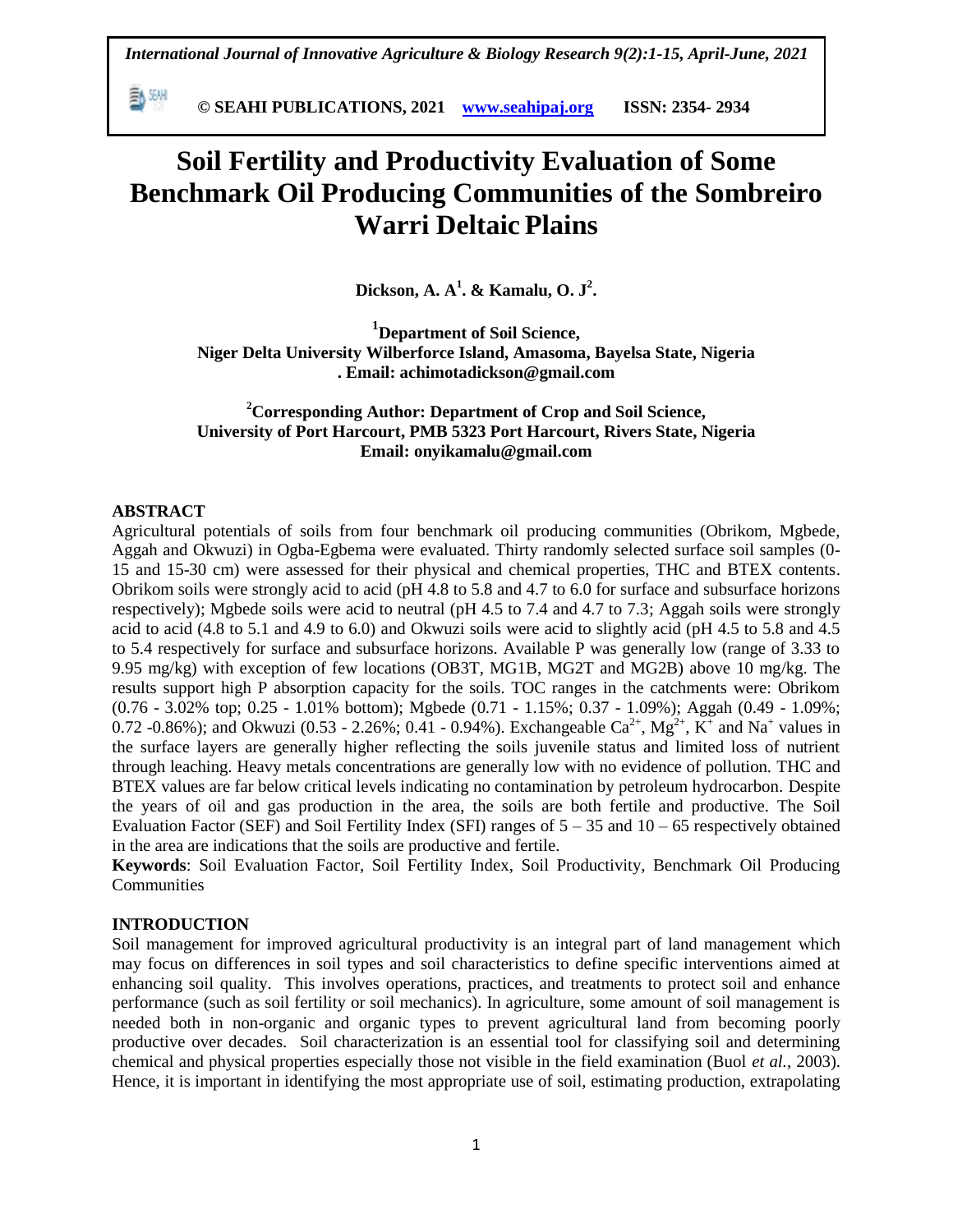# Soil Fertility and Productivity Evaluation of Some Benchmark Oil Producing Communities of the Sombreiro Warri Deltaic Plains

**Dickson, A. A[1]. & Kamalu, O. J[2].**

**[1]Department of Soil Science, Niger Delta University Wilberforce Island, Amasoma, Bayelsa State, Nigeria . Email: achimotadickson@gmail.com**

**[2]Corresponding Author: Department of Crop and Soil Science, University of Port Harcourt, PMB 5323 Port Harcourt, Rivers State, Nigeria Email: onyikamalu@gmail.com**

## ABSTRACT

Agricultural potentials of soils from four benchmark oil producing communities (Obrikom, Mgbede, Aggah and Okwuzi) in Ogba-Egbema were evaluated. Thirty randomly selected surface soil samples (0-15 and 15-30 cm) were assessed for their physical and chemical properties, THC and BTEX contents. Obrikom soils were strongly acid to acid (pH 4.8 to 5.8 and 4.7 to 6.0 for surface and subsurface horizons respectively); Mgbede soils were acid to neutral (pH 4.5 to 7.4 and 4.7 to 7.3; Aggah soils were strongly acid to acid (4.8 to 5.1 and 4.9 to 6.0) and Okwuzi soils were acid to slightly acid (pH 4.5 to 5.8 and 4.5 to 5.4 respectively for surface and subsurface horizons. Available P was generally low (range of 3.33 to 9.95 mg/kg) with exception of few locations (OB3T, MG1B, MG2T and MG2B) above 10 mg/kg. The results support high P absorption capacity for the soils. TOC ranges in the catchments were: Obrikom (0.76 - 3.02% top; 0.25 - 1.01% bottom); Mgbede (0.71 - 1.15%; 0.37 - 1.09%); Aggah (0.49 - 1.09%; 0.72 -0.86%); and Okwuzi (0.53 - 2.26%; 0.41 - 0.94%). Exchangeable $Ca^{2+}$, $Mg^{2+}$, $K^{+}$ and $Na^{+}$ values in the surface layers are generally higher reflecting the soils juvenile status and limited loss of nutrient through leaching. Heavy metals concentrations are generally low with no evidence of pollution. THC and BTEX values are far below critical levels indicating no contamination by petroleum hydrocarbon. Despite the years of oil and gas production in the area, the soils are both fertile and productive. The Soil Evaluation Factor (SEF) and Soil Fertility Index (SFI) ranges of 5 – 35 and 10 – 65 respectively obtained in the area are indications that the soils are productive and fertile.

**Keywords**: Soil Evaluation Factor, Soil Fertility Index, Soil Productivity, Benchmark Oil Producing Communities

## INTRODUCTION

Soil management for improved agricultural productivity is an integral part of land management which may focus on differences in soil types and soil characteristics to define specific interventions aimed at enhancing soil quality. This involves operations, practices, and treatments to protect soil and enhance performance (such as soil fertility or soil mechanics). In agriculture, some amount of soil management is needed both in non-organic and organic types to prevent agricultural land from becoming poorly productive over decades. Soil characterization is an essential tool for classifying soil and determining chemical and physical properties especially those not visible in the field examination (Buol *et al.*, 2003). Hence, it is important in identifying the most appropriate use of soil, estimating production, extrapolating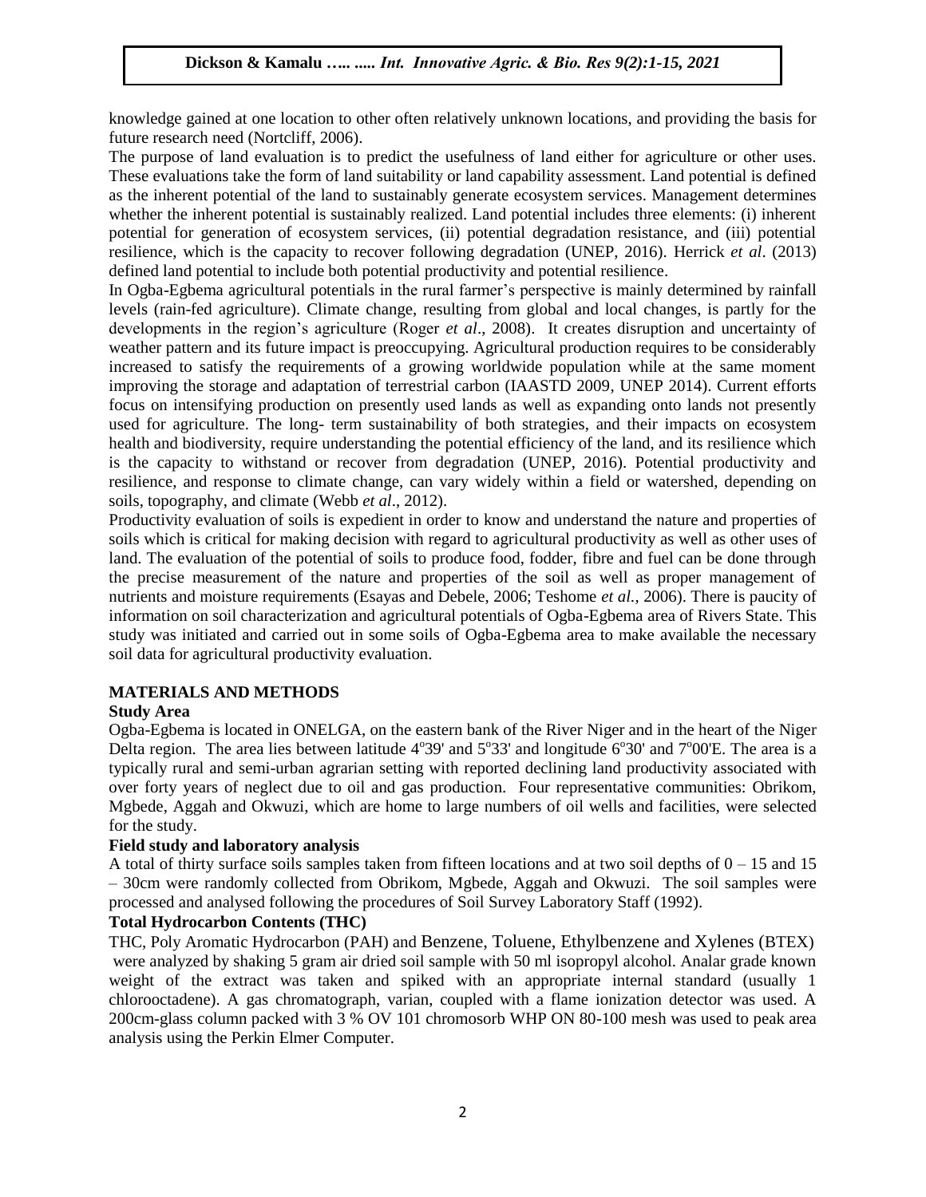knowledge gained at one location to other often relatively unknown locations, and providing the basis for future research need (Nortcliff, 2006).

The purpose of land evaluation is to predict the usefulness of land either for agriculture or other uses. These evaluations take the form of land suitability or land capability assessment. Land potential is defined as the inherent potential of the land to sustainably generate ecosystem services. Management determines whether the inherent potential is sustainably realized. Land potential includes three elements: (i) inherent potential for generation of ecosystem services, (ii) potential degradation resistance, and (iii) potential resilience, which is the capacity to recover following degradation (UNEP, 2016). Herrick *et al*. (2013) defined land potential to include both potential productivity and potential resilience.

In Ogba-Egbema agricultural potentials in the rural farmer's perspective is mainly determined by rainfall levels (rain-fed agriculture). Climate change, resulting from global and local changes, is partly for the developments in the region's agriculture (Roger *et al*., 2008). It creates disruption and uncertainty of weather pattern and its future impact is preoccupying. Agricultural production requires to be considerably increased to satisfy the requirements of a growing worldwide population while at the same moment improving the storage and adaptation of terrestrial carbon (IAASTD 2009, UNEP 2014). Current efforts focus on intensifying production on presently used lands as well as expanding onto lands not presently used for agriculture. The long- term sustainability of both strategies, and their impacts on ecosystem health and biodiversity, require understanding the potential efficiency of the land, and its resilience which is the capacity to withstand or recover from degradation (UNEP, 2016). Potential productivity and resilience, and response to climate change, can vary widely within a field or watershed, depending on soils, topography, and climate (Webb *et al*., 2012).

Productivity evaluation of soils is expedient in order to know and understand the nature and properties of soils which is critical for making decision with regard to agricultural productivity as well as other uses of land. The evaluation of the potential of soils to produce food, fodder, fibre and fuel can be done through the precise measurement of the nature and properties of the soil as well as proper management of nutrients and moisture requirements (Esayas and Debele, 2006; Teshome *et al.,* 2006). There is paucity of information on soil characterization and agricultural potentials of Ogba-Egbema area of Rivers State. This study was initiated and carried out in some soils of Ogba-Egbema area to make available the necessary soil data for agricultural productivity evaluation.

## MATERIALS AND METHODS

### Study Area

Ogba-Egbema is located in ONELGA, on the eastern bank of the River Niger and in the heart of the Niger Delta region. The area lies between latitude 4°39' and 5°33' and longitude 6°30' and 7°00'E. The area is a typically rural and semi-urban agrarian setting with reported declining land productivity associated with over forty years of neglect due to oil and gas production. Four representative communities: Obrikom, Mgbede, Aggah and Okwuzi, which are home to large numbers of oil wells and facilities, were selected for the study.

### Field study and laboratory analysis

A total of thirty surface soils samples taken from fifteen locations and at two soil depths of 0 – 15 and 15 – 30cm were randomly collected from Obrikom, Mgbede, Aggah and Okwuzi. The soil samples were processed and analysed following the procedures of Soil Survey Laboratory Staff (1992).

### Total Hydrocarbon Contents (THC)

THC, Poly Aromatic Hydrocarbon (PAH) and Benzene, Toluene, Ethylbenzene and Xylenes (BTEX) were analyzed by shaking 5 gram air dried soil sample with 50 ml isopropyl alcohol. Analar grade known weight of the extract was taken and spiked with an appropriate internal standard (usually 1 chlorooctadene). A gas chromatograph, varian, coupled with a flame ionization detector was used. A 200cm-glass column packed with 3 % OV 101 chromosorb WHP ON 80-100 mesh was used to peak area analysis using the Perkin Elmer Computer.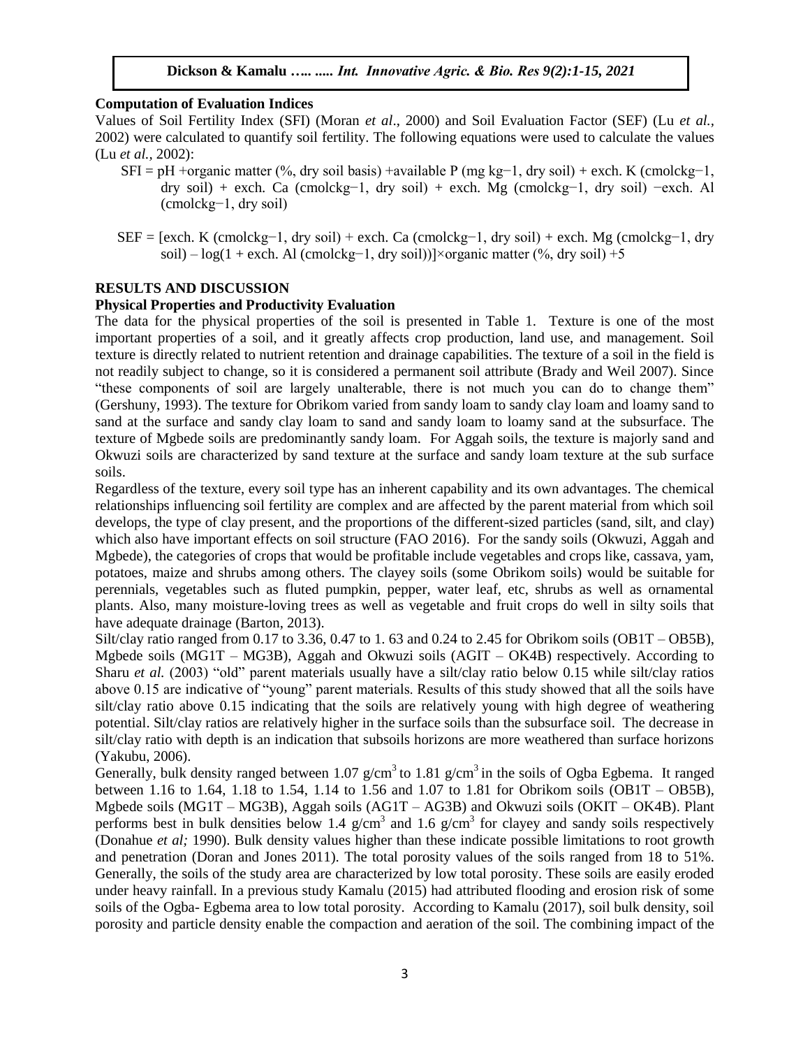### Computation of Evaluation Indices

Values of Soil Fertility Index (SFI) (Moran *et al*., 2000) and Soil Evaluation Factor (SEF) (Lu *et al.*, 2002) were calculated to quantify soil fertility. The following equations were used to calculate the values (Lu *et al.*, 2002):

SFI = pH +organic matter (%, dry soil basis) +available P (mg kg−1, dry soil) + exch. K (cmolckg−1, dry soil) + exch. Ca (cmolckg−1, dry soil) + exch. Mg (cmolckg−1, dry soil) −exch. Al (cmolckg−1, dry soil)

SEF = [exch. K (cmolckg−1, dry soil) + exch. Ca (cmolckg−1, dry soil) + exch. Mg (cmolckg−1, dry soil) – log(1 + exch. Al (cmolckg−1, dry soil))]×organic matter (%, dry soil) +5

## RESULTS AND DISCUSSION

### Physical Properties and Productivity Evaluation

The data for the physical properties of the soil is presented in Table 1. Texture is one of the most important properties of a soil, and it greatly affects crop production, land use, and management. Soil texture is directly related to nutrient retention and drainage capabilities. The texture of a soil in the field is not readily subject to change, so it is considered a permanent soil attribute (Brady and Weil 2007). Since "these components of soil are largely unalterable, there is not much you can do to change them" (Gershuny, 1993). The texture for Obrikom varied from sandy loam to sandy clay loam and loamy sand to sand at the surface and sandy clay loam to sand and sandy loam to loamy sand at the subsurface. The texture of Mgbede soils are predominantly sandy loam. For Aggah soils, the texture is majorly sand and Okwuzi soils are characterized by sand texture at the surface and sandy loam texture at the sub surface soils.

Regardless of the texture, every soil type has an inherent capability and its own advantages. The chemical relationships influencing soil fertility are complex and are affected by the parent material from which soil develops, the type of clay present, and the proportions of the different-sized particles (sand, silt, and clay) which also have important effects on soil structure (FAO 2016). For the sandy soils (Okwuzi, Aggah and Mgbede), the categories of crops that would be profitable include vegetables and crops like, cassava, yam, potatoes, maize and shrubs among others. The clayey soils (some Obrikom soils) would be suitable for perennials, vegetables such as fluted pumpkin, pepper, water leaf, etc, shrubs as well as ornamental plants. Also, many moisture-loving trees as well as vegetable and fruit crops do well in silty soils that have adequate drainage (Barton, 2013).

Silt/clay ratio ranged from 0.17 to 3.36, 0.47 to 1. 63 and 0.24 to 2.45 for Obrikom soils (OB1T – OB5B), Mgbede soils (MG1T – MG3B), Aggah and Okwuzi soils (AGIT – OK4B) respectively. According to Sharu *et al.* (2003) "old" parent materials usually have a silt/clay ratio below 0.15 while silt/clay ratios above 0.15 are indicative of "young" parent materials. Results of this study showed that all the soils have silt/clay ratio above 0.15 indicating that the soils are relatively young with high degree of weathering potential. Silt/clay ratios are relatively higher in the surface soils than the subsurface soil. The decrease in silt/clay ratio with depth is an indication that subsoils horizons are more weathered than surface horizons (Yakubu, 2006).

Generally, bulk density ranged between 1.07 $g/cm^3$ to 1.81 $g/cm^3$ in the soils of Ogba Egbema. It ranged between 1.16 to 1.64, 1.18 to 1.54, 1.14 to 1.56 and 1.07 to 1.81 for Obrikom soils (OB1T – OB5B), Mgbede soils (MG1T – MG3B), Aggah soils (AG1T – AG3B) and Okwuzi soils (OKIT – OK4B). Plant performs best in bulk densities below 1.4 $g/cm^3$ and 1.6 $g/cm^3$ for clayey and sandy soils respectively (Donahue *et al;* 1990). Bulk density values higher than these indicate possible limitations to root growth and penetration (Doran and Jones 2011). The total porosity values of the soils ranged from 18 to 51%. Generally, the soils of the study area are characterized by low total porosity. These soils are easily eroded under heavy rainfall. In a previous study Kamalu (2015) had attributed flooding and erosion risk of some soils of the Ogba- Egbema area to low total porosity. According to Kamalu (2017), soil bulk density, soil porosity and particle density enable the compaction and aeration of the soil. The combining impact of the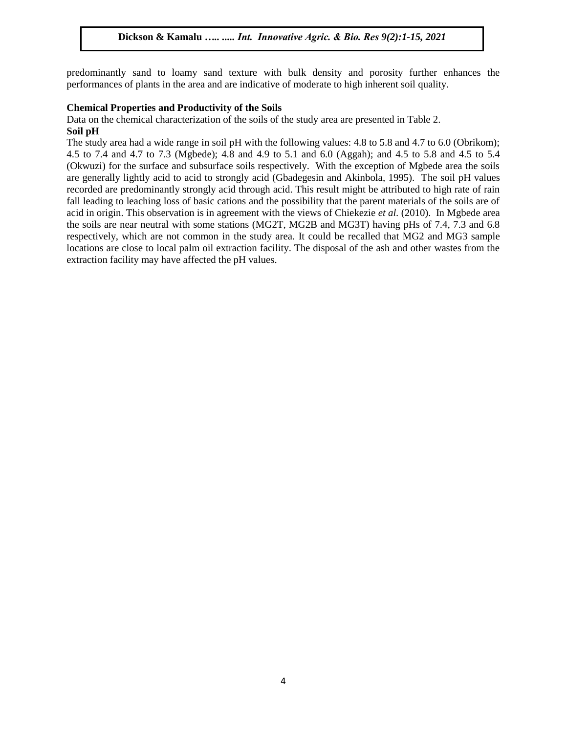predominantly sand to loamy sand texture with bulk density and porosity further enhances the performances of plants in the area and are indicative of moderate to high inherent soil quality.

**Chemical Properties and Productivity of the Soils**

Data on the chemical characterization of the soils of the study area are presented in Table 2.

**Soil pH**

The study area had a wide range in soil pH with the following values: 4.8 to 5.8 and 4.7 to 6.0 (Obrikom); 4.5 to 7.4 and 4.7 to 7.3 (Mgbede); 4.8 and 4.9 to 5.1 and 6.0 (Aggah); and 4.5 to 5.8 and 4.5 to 5.4 (Okwuzi) for the surface and subsurface soils respectively. With the exception of Mgbede area the soils are generally lightly acid to acid to strongly acid (Gbadegesin and Akinbola, 1995). The soil pH values recorded are predominantly strongly acid through acid. This result might be attributed to high rate of rain fall leading to leaching loss of basic cations and the possibility that the parent materials of the soils are of acid in origin. This observation is in agreement with the views of Chiekezie *et al.* (2010). In Mgbede area the soils are near neutral with some stations (MG2T, MG2B and MG3T) having pHs of 7.4, 7.3 and 6.8 respectively, which are not common in the study area. It could be recalled that MG2 and MG3 sample locations are close to local palm oil extraction facility. The disposal of the ash and other wastes from the extraction facility may have affected the pH values.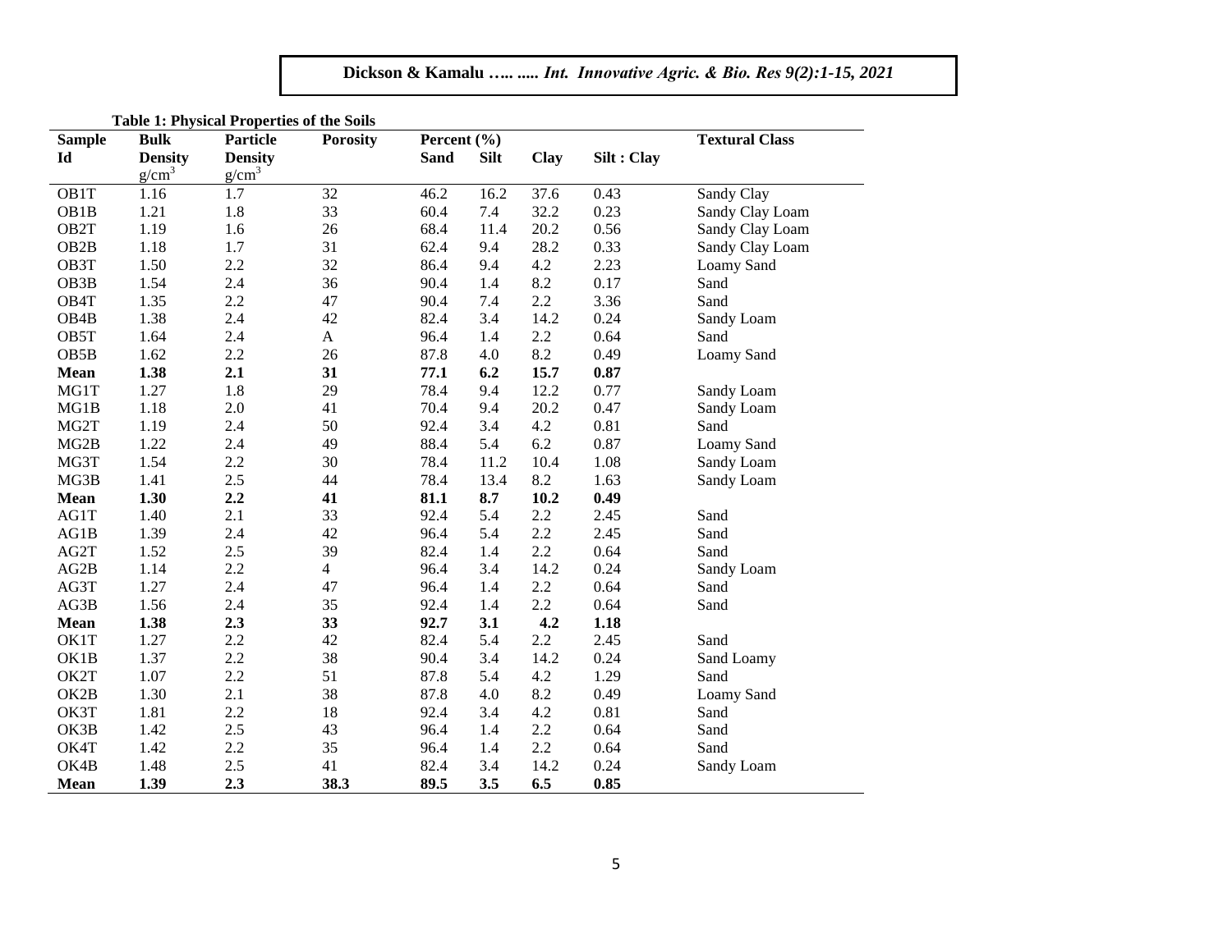**Table 1: Physical Properties of the Soils**

| Sample Id | Bulk Density g/cm$^3$ | Particle Density g/cm$^3$ | Porosity | Percent (%) Sand | Silt | Clay | Silt : Clay | Textural Class |
|---|---|---|---|---|---|---|---|---|
| OB1T | 1.16 | 1.7 | 32 | 46.2 | 16.2 | 37.6 | 0.43 | Sandy Clay |
| OB1B | 1.21 | 1.8 | 33 | 60.4 | 7.4 | 32.2 | 0.23 | Sandy Clay Loam |
| OB2T | 1.19 | 1.6 | 26 | 68.4 | 11.4 | 20.2 | 0.56 | Sandy Clay Loam |
| OB2B | 1.18 | 1.7 | 31 | 62.4 | 9.4 | 28.2 | 0.33 | Sandy Clay Loam |
| OB3T | 1.50 | 2.2 | 32 | 86.4 | 9.4 | 4.2 | 2.23 | Loamy Sand |
| OB3B | 1.54 | 2.4 | 36 | 90.4 | 1.4 | 8.2 | 0.17 | Sand |
| OB4T | 1.35 | 2.2 | 47 | 90.4 | 7.4 | 2.2 | 3.36 | Sand |
| OB4B | 1.38 | 2.4 | 42 | 82.4 | 3.4 | 14.2 | 0.24 | Sandy Loam |
| OB5T | 1.64 | 2.4 | A | 96.4 | 1.4 | 2.2 | 0.64 | Sand |
| OB5B | 1.62 | 2.2 | 26 | 87.8 | 4.0 | 8.2 | 0.49 | Loamy Sand |
| **Mean** | **1.38** | **2.1** | **31** | **77.1** | **6.2** | **15.7** | **0.87** | |
| MG1T | 1.27 | 1.8 | 29 | 78.4 | 9.4 | 12.2 | 0.77 | Sandy Loam |
| MG1B | 1.18 | 2.0 | 41 | 70.4 | 9.4 | 20.2 | 0.47 | Sandy Loam |
| MG2T | 1.19 | 2.4 | 50 | 92.4 | 3.4 | 4.2 | 0.81 | Sand |
| MG2B | 1.22 | 2.4 | 49 | 88.4 | 5.4 | 6.2 | 0.87 | Loamy Sand |
| MG3T | 1.54 | 2.2 | 30 | 78.4 | 11.2 | 10.4 | 1.08 | Sandy Loam |
| MG3B | 1.41 | 2.5 | 44 | 78.4 | 13.4 | 8.2 | 1.63 | Sandy Loam |
| **Mean** | **1.30** | **2.2** | **41** | **81.1** | **8.7** | **10.2** | **0.49** | |
| AG1T | 1.40 | 2.1 | 33 | 92.4 | 5.4 | 2.2 | 2.45 | Sand |
| AG1B | 1.39 | 2.4 | 42 | 96.4 | 5.4 | 2.2 | 2.45 | Sand |
| AG2T | 1.52 | 2.5 | 39 | 82.4 | 1.4 | 2.2 | 0.64 | Sand |
| AG2B | 1.14 | 2.2 | 4 | 96.4 | 3.4 | 14.2 | 0.24 | Sandy Loam |
| AG3T | 1.27 | 2.4 | 47 | 96.4 | 1.4 | 2.2 | 0.64 | Sand |
| AG3B | 1.56 | 2.4 | 35 | 92.4 | 1.4 | 2.2 | 0.64 | Sand |
| **Mean** | **1.38** | **2.3** | **33** | **92.7** | **3.1** | **4.2** | **1.18** | |
| OK1T | 1.27 | 2.2 | 42 | 82.4 | 5.4 | 2.2 | 2.45 | Sand |
| OK1B | 1.37 | 2.2 | 38 | 90.4 | 3.4 | 14.2 | 0.24 | Sand Loamy |
| OK2T | 1.07 | 2.2 | 51 | 87.8 | 5.4 | 4.2 | 1.29 | Sand |
| OK2B | 1.30 | 2.1 | 38 | 87.8 | 4.0 | 8.2 | 0.49 | Loamy Sand |
| OK3T | 1.81 | 2.2 | 18 | 92.4 | 3.4 | 4.2 | 0.81 | Sand |
| OK3B | 1.42 | 2.5 | 43 | 96.4 | 1.4 | 2.2 | 0.64 | Sand |
| OK4T | 1.42 | 2.2 | 35 | 96.4 | 1.4 | 2.2 | 0.64 | Sand |
| OK4B | 1.48 | 2.5 | 41 | 82.4 | 3.4 | 14.2 | 0.24 | Sandy Loam |
| **Mean** | **1.39** | **2.3** | **38.3** | **89.5** | **3.5** | **6.5** | **0.85** | |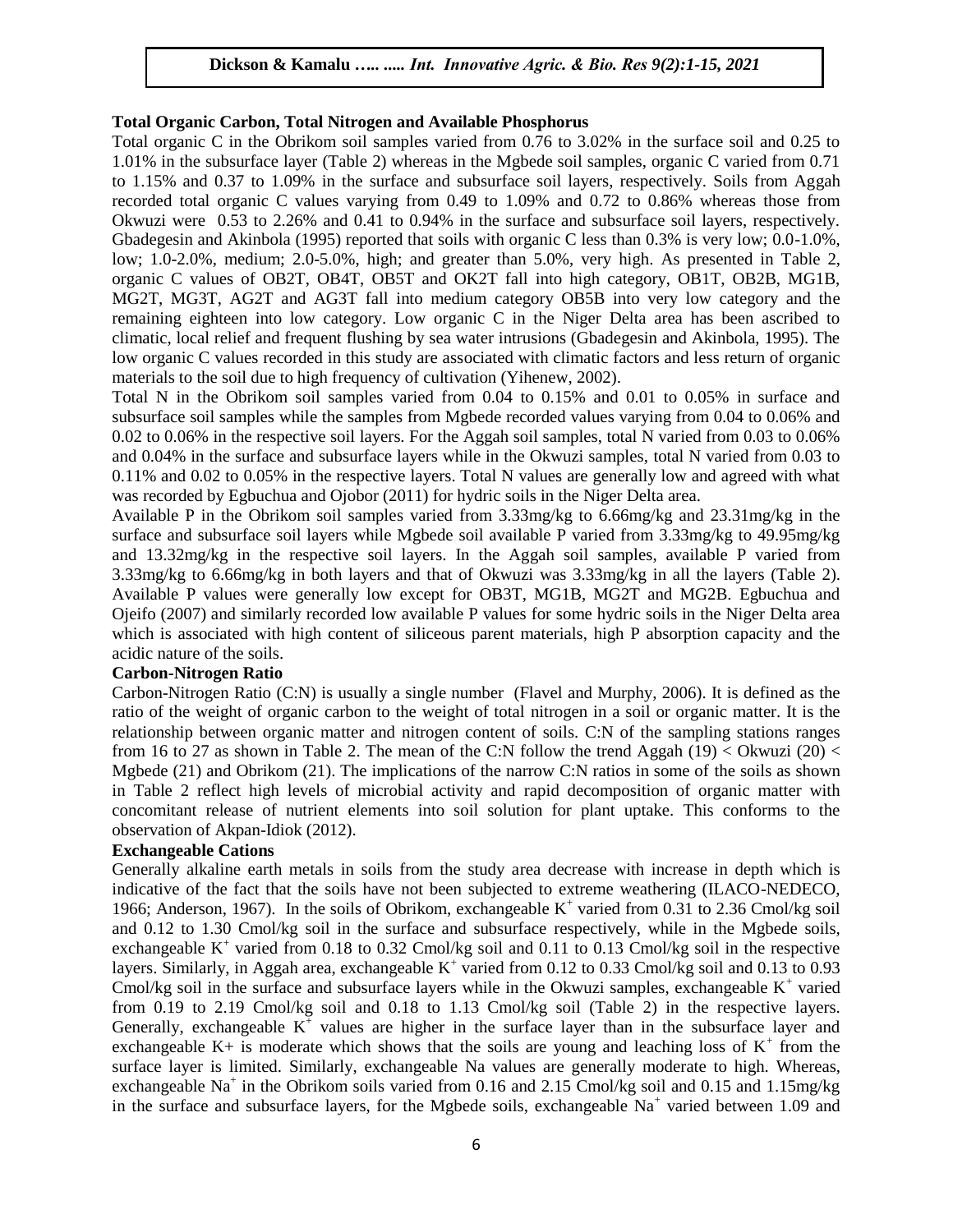**Total Organic Carbon, Total Nitrogen and Available Phosphorus**

Total organic C in the Obrikom soil samples varied from 0.76 to 3.02% in the surface soil and 0.25 to 1.01% in the subsurface layer (Table 2) whereas in the Mgbede soil samples, organic C varied from 0.71 to 1.15% and 0.37 to 1.09% in the surface and subsurface soil layers, respectively. Soils from Aggah recorded total organic C values varying from 0.49 to 1.09% and 0.72 to 0.86% whereas those from Okwuzi were 0.53 to 2.26% and 0.41 to 0.94% in the surface and subsurface soil layers, respectively. Gbadegesin and Akinbola (1995) reported that soils with organic C less than 0.3% is very low; 0.0-1.0%, low; 1.0-2.0%, medium; 2.0-5.0%, high; and greater than 5.0%, very high. As presented in Table 2, organic C values of OB2T, OB4T, OB5T and OK2T fall into high category, OB1T, OB2B, MG1B, MG2T, MG3T, AG2T and AG3T fall into medium category OB5B into very low category and the remaining eighteen into low category. Low organic C in the Niger Delta area has been ascribed to climatic, local relief and frequent flushing by sea water intrusions (Gbadegesin and Akinbola, 1995). The low organic C values recorded in this study are associated with climatic factors and less return of organic materials to the soil due to high frequency of cultivation (Yihenew, 2002).

Total N in the Obrikom soil samples varied from 0.04 to 0.15% and 0.01 to 0.05% in surface and subsurface soil samples while the samples from Mgbede recorded values varying from 0.04 to 0.06% and 0.02 to 0.06% in the respective soil layers. For the Aggah soil samples, total N varied from 0.03 to 0.06% and 0.04% in the surface and subsurface layers while in the Okwuzi samples, total N varied from 0.03 to 0.11% and 0.02 to 0.05% in the respective layers. Total N values are generally low and agreed with what was recorded by Egbuchua and Ojobor (2011) for hydric soils in the Niger Delta area.

Available P in the Obrikom soil samples varied from 3.33mg/kg to 6.66mg/kg and 23.31mg/kg in the surface and subsurface soil layers while Mgbede soil available P varied from 3.33mg/kg to 49.95mg/kg and 13.32mg/kg in the respective soil layers. In the Aggah soil samples, available P varied from 3.33mg/kg to 6.66mg/kg in both layers and that of Okwuzi was 3.33mg/kg in all the layers (Table 2). Available P values were generally low except for OB3T, MG1B, MG2T and MG2B. Egbuchua and Ojeifo (2007) and similarly recorded low available P values for some hydric soils in the Niger Delta area which is associated with high content of siliceous parent materials, high P absorption capacity and the acidic nature of the soils.

**Carbon-Nitrogen Ratio**

Carbon-Nitrogen Ratio (C:N) is usually a single number (Flavel and Murphy, 2006). It is defined as the ratio of the weight of organic carbon to the weight of total nitrogen in a soil or organic matter. It is the relationship between organic matter and nitrogen content of soils. C:N of the sampling stations ranges from 16 to 27 as shown in Table 2. The mean of the C:N follow the trend Aggah (19) < Okwuzi (20) < Mgbede (21) and Obrikom (21). The implications of the narrow C:N ratios in some of the soils as shown in Table 2 reflect high levels of microbial activity and rapid decomposition of organic matter with concomitant release of nutrient elements into soil solution for plant uptake. This conforms to the observation of Akpan-Idiok (2012).

**Exchangeable Cations**

Generally alkaline earth metals in soils from the study area decrease with increase in depth which is indicative of the fact that the soils have not been subjected to extreme weathering (ILACO-NEDECO, 1966; Anderson, 1967). In the soils of Obrikom, exchangeable $K^+$ varied from 0.31 to 2.36 Cmol/kg soil and 0.12 to 1.30 Cmol/kg soil in the surface and subsurface respectively, while in the Mgbede soils, exchangeable $K^+$ varied from 0.18 to 0.32 Cmol/kg soil and 0.11 to 0.13 Cmol/kg soil in the respective layers. Similarly, in Aggah area, exchangeable $K^+$ varied from 0.12 to 0.33 Cmol/kg soil and 0.13 to 0.93 Cmol/kg soil in the surface and subsurface layers while in the Okwuzi samples, exchangeable $K^+$ varied from 0.19 to 2.19 Cmol/kg soil and 0.18 to 1.13 Cmol/kg soil (Table 2) in the respective layers. Generally, exchangeable $K^+$ values are higher in the surface layer than in the subsurface layer and exchangeable K+ is moderate which shows that the soils are young and leaching loss of $K^+$ from the surface layer is limited. Similarly, exchangeable Na values are generally moderate to high. Whereas, exchangeable $Na^+$ in the Obrikom soils varied from 0.16 and 2.15 Cmol/kg soil and 0.15 and 1.15mg/kg in the surface and subsurface layers, for the Mgbede soils, exchangeable $Na^+$ varied between 1.09 and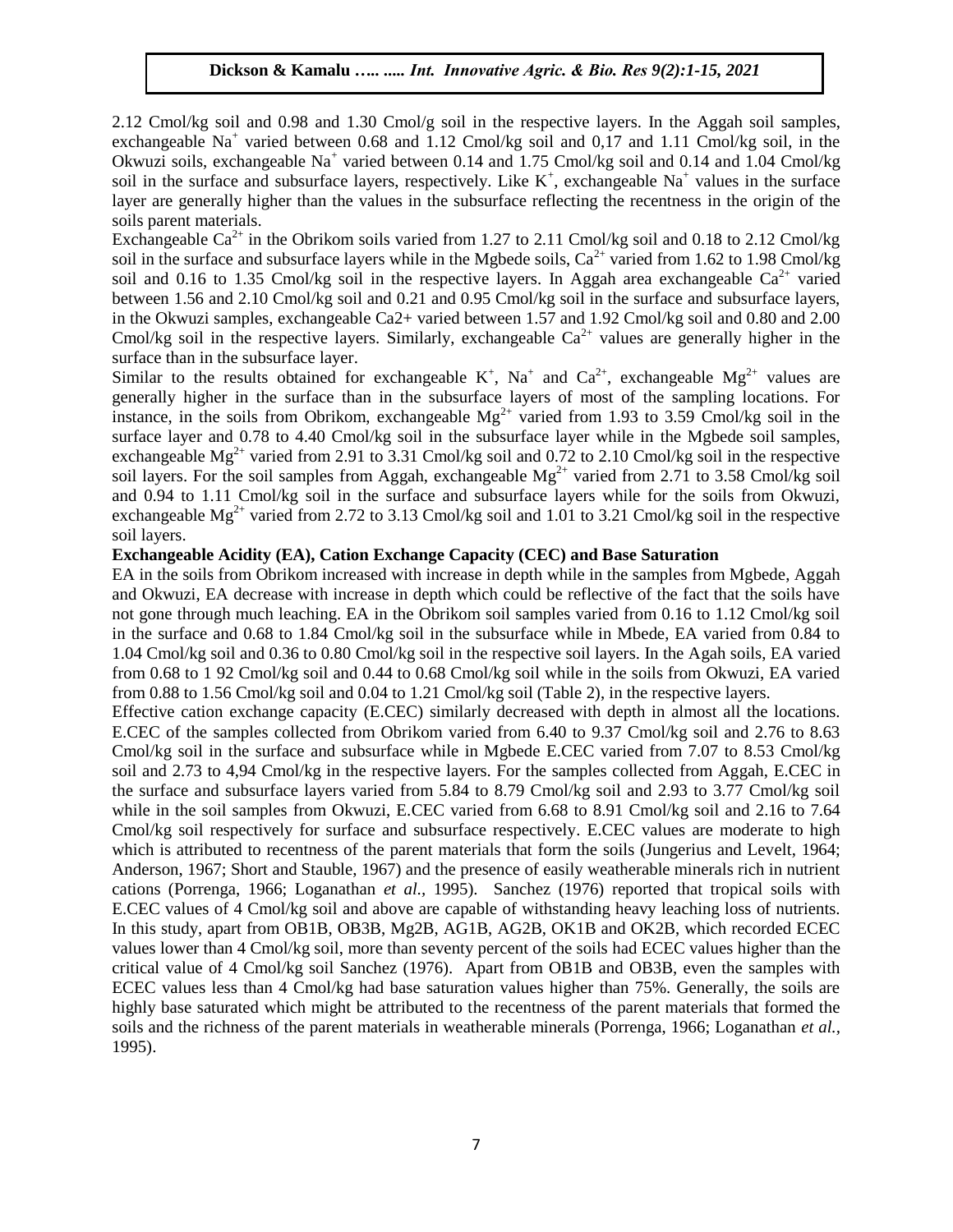2.12 Cmol/kg soil and 0.98 and 1.30 Cmol/g soil in the respective layers. In the Aggah soil samples, exchangeable $Na^+$ varied between 0.68 and 1.12 Cmol/kg soil and 0,17 and 1.11 Cmol/kg soil, in the Okwuzi soils, exchangeable $Na^+$ varied between 0.14 and 1.75 Cmol/kg soil and 0.14 and 1.04 Cmol/kg soil in the surface and subsurface layers, respectively. Like $K^+$, exchangeable $Na^+$ values in the surface layer are generally higher than the values in the subsurface reflecting the recentness in the origin of the soils parent materials.

Exchangeable $Ca^{2+}$ in the Obrikom soils varied from 1.27 to 2.11 Cmol/kg soil and 0.18 to 2.12 Cmol/kg soil in the surface and subsurface layers while in the Mgbede soils, $Ca^{2+}$ varied from 1.62 to 1.98 Cmol/kg soil and 0.16 to 1.35 Cmol/kg soil in the respective layers. In Aggah area exchangeable $Ca^{2+}$ varied between 1.56 and 2.10 Cmol/kg soil and 0.21 and 0.95 Cmol/kg soil in the surface and subsurface layers, in the Okwuzi samples, exchangeable Ca2+ varied between 1.57 and 1.92 Cmol/kg soil and 0.80 and 2.00 Cmol/kg soil in the respective layers. Similarly, exchangeable $Ca^{2+}$ values are generally higher in the surface than in the subsurface layer.

Similar to the results obtained for exchangeable $K^+$, $Na^+$ and $Ca^{2+}$, exchangeable $Mg^{2+}$ values are generally higher in the surface than in the subsurface layers of most of the sampling locations. For instance, in the soils from Obrikom, exchangeable $Mg^{2+}$ varied from 1.93 to 3.59 Cmol/kg soil in the surface layer and 0.78 to 4.40 Cmol/kg soil in the subsurface layer while in the Mgbede soil samples, exchangeable $Mg^{2+}$ varied from 2.91 to 3.31 Cmol/kg soil and 0.72 to 2.10 Cmol/kg soil in the respective soil layers. For the soil samples from Aggah, exchangeable $Mg^{2+}$ varied from 2.71 to 3.58 Cmol/kg soil and 0.94 to 1.11 Cmol/kg soil in the surface and subsurface layers while for the soils from Okwuzi, exchangeable $Mg^{2+}$ varied from 2.72 to 3.13 Cmol/kg soil and 1.01 to 3.21 Cmol/kg soil in the respective soil layers.

**Exchangeable Acidity (EA), Cation Exchange Capacity (CEC) and Base Saturation**

EA in the soils from Obrikom increased with increase in depth while in the samples from Mgbede, Aggah and Okwuzi, EA decrease with increase in depth which could be reflective of the fact that the soils have not gone through much leaching. EA in the Obrikom soil samples varied from 0.16 to 1.12 Cmol/kg soil in the surface and 0.68 to 1.84 Cmol/kg soil in the subsurface while in Mbede, EA varied from 0.84 to 1.04 Cmol/kg soil and 0.36 to 0.80 Cmol/kg soil in the respective soil layers. In the Agah soils, EA varied from 0.68 to 1 92 Cmol/kg soil and 0.44 to 0.68 Cmol/kg soil while in the soils from Okwuzi, EA varied from 0.88 to 1.56 Cmol/kg soil and 0.04 to 1.21 Cmol/kg soil (Table 2), in the respective layers.

Effective cation exchange capacity (E.CEC) similarly decreased with depth in almost all the locations. E.CEC of the samples collected from Obrikom varied from 6.40 to 9.37 Cmol/kg soil and 2.76 to 8.63 Cmol/kg soil in the surface and subsurface while in Mgbede E.CEC varied from 7.07 to 8.53 Cmol/kg soil and 2.73 to 4,94 Cmol/kg in the respective layers. For the samples collected from Aggah, E.CEC in the surface and subsurface layers varied from 5.84 to 8.79 Cmol/kg soil and 2.93 to 3.77 Cmol/kg soil while in the soil samples from Okwuzi, E.CEC varied from 6.68 to 8.91 Cmol/kg soil and 2.16 to 7.64 Cmol/kg soil respectively for surface and subsurface respectively. E.CEC values are moderate to high which is attributed to recentness of the parent materials that form the soils (Jungerius and Levelt, 1964; Anderson, 1967; Short and Stauble, 1967) and the presence of easily weatherable minerals rich in nutrient cations (Porrenga, 1966; Loganathan *et al.,* 1995). Sanchez (1976) reported that tropical soils with E.CEC values of 4 Cmol/kg soil and above are capable of withstanding heavy leaching loss of nutrients. In this study, apart from OB1B, OB3B, Mg2B, AG1B, AG2B, OK1B and OK2B, which recorded ECEC values lower than 4 Cmol/kg soil, more than seventy percent of the soils had ECEC values higher than the critical value of 4 Cmol/kg soil Sanchez (1976). Apart from OB1B and OB3B, even the samples with ECEC values less than 4 Cmol/kg had base saturation values higher than 75%. Generally, the soils are highly base saturated which might be attributed to the recentness of the parent materials that formed the soils and the richness of the parent materials in weatherable minerals (Porrenga, 1966; Loganathan *et al.,* 1995).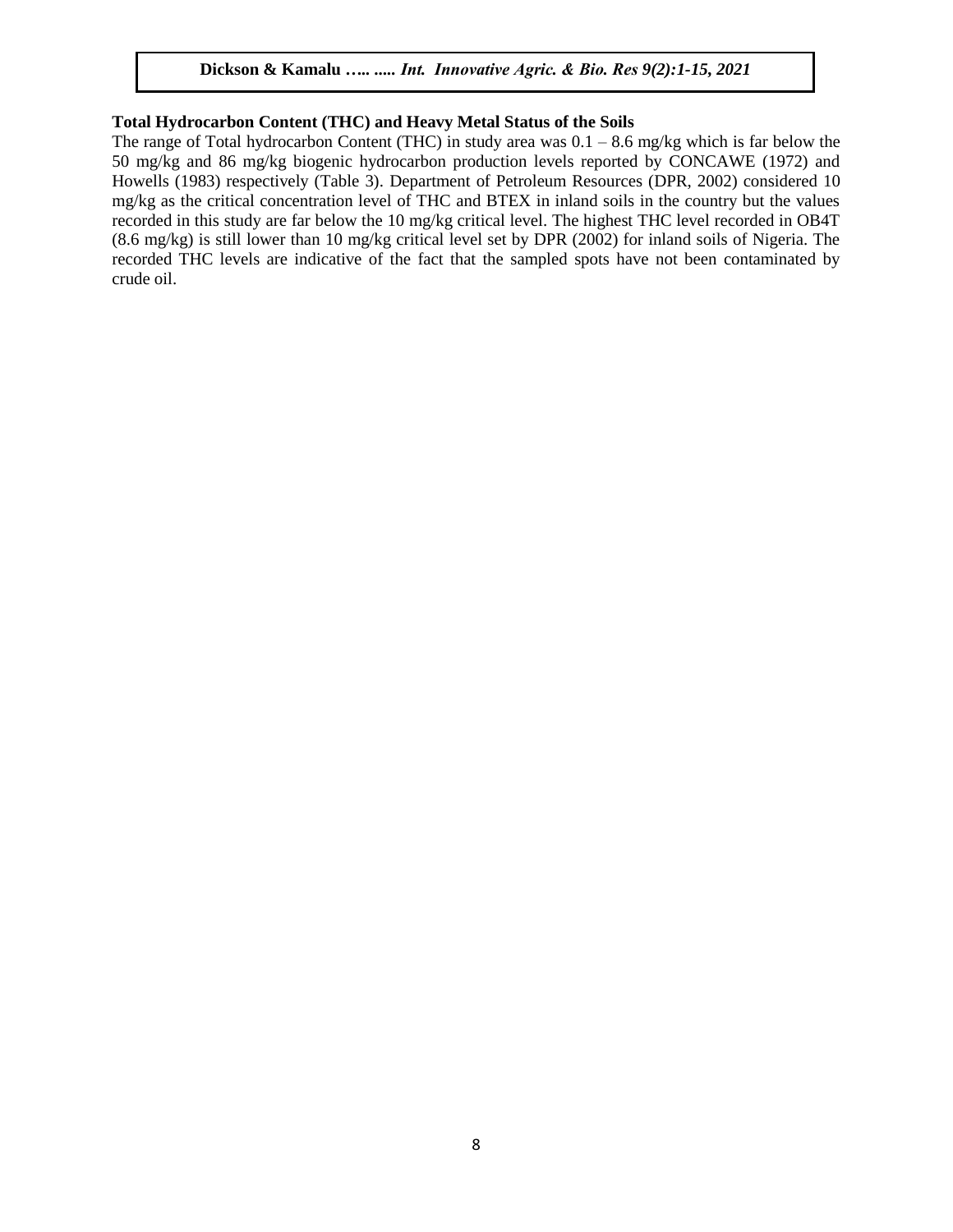**Total Hydrocarbon Content (THC) and Heavy Metal Status of the Soils**

The range of Total hydrocarbon Content (THC) in study area was 0.1 – 8.6 mg/kg which is far below the 50 mg/kg and 86 mg/kg biogenic hydrocarbon production levels reported by CONCAWE (1972) and Howells (1983) respectively (Table 3). Department of Petroleum Resources (DPR, 2002) considered 10 mg/kg as the critical concentration level of THC and BTEX in inland soils in the country but the values recorded in this study are far below the 10 mg/kg critical level. The highest THC level recorded in OB4T (8.6 mg/kg) is still lower than 10 mg/kg critical level set by DPR (2002) for inland soils of Nigeria. The recorded THC levels are indicative of the fact that the sampled spots have not been contaminated by crude oil.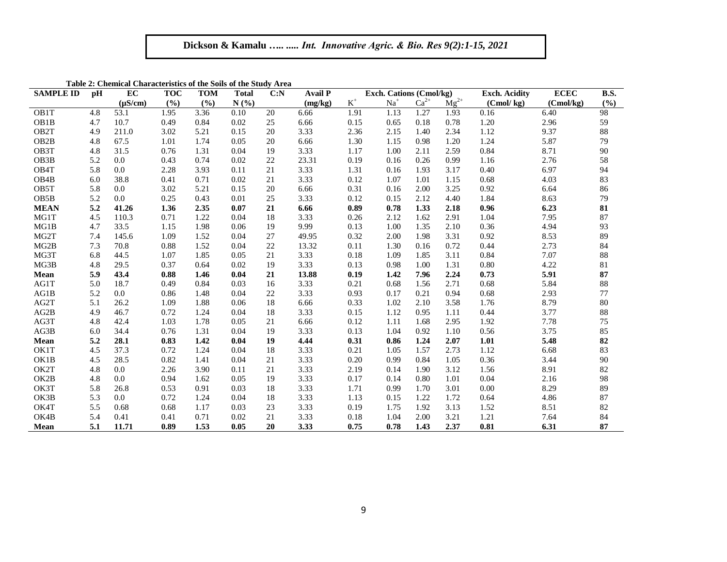**Table 2: Chemical Characteristics of the Soils of the Study Area**

| SAMPLE ID | pH | EC (μS/cm) | TOC (%) | TOM (%) | Total N (%) | C:N | Avail P (mg/kg) | Exch. Cations (Cmol/kg) | | | | Exch. Acidity (Cmol/ kg) | ECEC (Cmol/kg) | B.S. (%) |
|---|---|---|---|---|---|---|---|---|---|---|---|---|---|---|
| | | | | | | | | $K^+$ | $Na^+$ | $Ca^{2+}$ | $Mg^{2+}$ | | | |
| OB1T | 4.8 | 53.1 | 1.95 | 3.36 | 0.10 | 20 | 6.66 | 1.91 | 1.13 | 1.27 | 1.93 | 0.16 | 6.40 | 98 |
| OB1B | 4.7 | 10.7 | 0.49 | 0.84 | 0.02 | 25 | 6.66 | 0.15 | 0.65 | 0.18 | 0.78 | 1.20 | 2.96 | 59 |
| OB2T | 4.9 | 211.0 | 3.02 | 5.21 | 0.15 | 20 | 3.33 | 2.36 | 2.15 | 1.40 | 2.34 | 1.12 | 9.37 | 88 |
| OB2B | 4.8 | 67.5 | 1.01 | 1.74 | 0.05 | 20 | 6.66 | 1.30 | 1.15 | 0.98 | 1.20 | 1.24 | 5.87 | 79 |
| OB3T | 4.8 | 31.5 | 0.76 | 1.31 | 0.04 | 19 | 3.33 | 1.17 | 1.00 | 2.11 | 2.59 | 0.84 | 8.71 | 90 |
| OB3B | 5.2 | 0.0 | 0.43 | 0.74 | 0.02 | 22 | 23.31 | 0.19 | 0.16 | 0.26 | 0.99 | 1.16 | 2.76 | 58 |
| OB4T | 5.8 | 0.0 | 2.28 | 3.93 | 0.11 | 21 | 3.33 | 1.31 | 0.16 | 1.93 | 3.17 | 0.40 | 6.97 | 94 |
| OB4B | 6.0 | 38.8 | 0.41 | 0.71 | 0.02 | 21 | 3.33 | 0.12 | 1.07 | 1.01 | 1.15 | 0.68 | 4.03 | 83 |
| OB5T | 5.8 | 0.0 | 3.02 | 5.21 | 0.15 | 20 | 6.66 | 0.31 | 0.16 | 2.00 | 3.25 | 0.92 | 6.64 | 86 |
| OB5B | 5.2 | 0.0 | 0.25 | 0.43 | 0.01 | 25 | 3.33 | 0.12 | 0.15 | 2.12 | 4.40 | 1.84 | 8.63 | 79 |
| **MEAN** | **5.2** | **41.26** | **1.36** | **2.35** | **0.07** | **21** | **6.66** | **0.89** | **0.78** | **1.33** | **2.18** | **0.96** | **6.23** | **81** |
| MG1T | 4.5 | 110.3 | 0.71 | 1.22 | 0.04 | 18 | 3.33 | 0.26 | 2.12 | 1.62 | 2.91 | 1.04 | 7.95 | 87 |
| MG1B | 4.7 | 33.5 | 1.15 | 1.98 | 0.06 | 19 | 9.99 | 0.13 | 1.00 | 1.35 | 2.10 | 0.36 | 4.94 | 93 |
| MG2T | 7.4 | 145.6 | 1.09 | 1.52 | 0.04 | 27 | 49.95 | 0.32 | 2.00 | 1.98 | 3.31 | 0.92 | 8.53 | 89 |
| MG2B | 7.3 | 70.8 | 0.88 | 1.52 | 0.04 | 22 | 13.32 | 0.11 | 1.30 | 0.16 | 0.72 | 0.44 | 2.73 | 84 |
| MG3T | 6.8 | 44.5 | 1.07 | 1.85 | 0.05 | 21 | 3.33 | 0.18 | 1.09 | 1.85 | 3.11 | 0.84 | 7.07 | 88 |
| MG3B | 4.8 | 29.5 | 0.37 | 0.64 | 0.02 | 19 | 3.33 | 0.13 | 0.98 | 1.00 | 1.31 | 0.80 | 4.22 | 81 |
| **Mean** | **5.9** | **43.4** | **0.88** | **1.46** | **0.04** | **21** | **13.88** | **0.19** | **1.42** | **7.96** | **2.24** | **0.73** | **5.91** | **87** |
| AG1T | 5.0 | 18.7 | 0.49 | 0.84 | 0.03 | 16 | 3.33 | 0.21 | 0.68 | 1.56 | 2.71 | 0.68 | 5.84 | 88 |
| AG1B | 5.2 | 0.0 | 0.86 | 1.48 | 0.04 | 22 | 3.33 | 0.93 | 0.17 | 0.21 | 0.94 | 0.68 | 2.93 | 77 |
| AG2T | 5.1 | 26.2 | 1.09 | 1.88 | 0.06 | 18 | 6.66 | 0.33 | 1.02 | 2.10 | 3.58 | 1.76 | 8.79 | 80 |
| AG2B | 4.9 | 46.7 | 0.72 | 1.24 | 0.04 | 18 | 3.33 | 0.15 | 1.12 | 0.95 | 1.11 | 0.44 | 3.77 | 88 |
| AG3T | 4.8 | 42.4 | 1.03 | 1.78 | 0.05 | 21 | 6.66 | 0.12 | 1.11 | 1.68 | 2.95 | 1.92 | 7.78 | 75 |
| AG3B | 6.0 | 34.4 | 0.76 | 1.31 | 0.04 | 19 | 3.33 | 0.13 | 1.04 | 0.92 | 1.10 | 0.56 | 3.75 | 85 |
| **Mean** | **5.2** | **28.1** | **0.83** | **1.42** | **0.04** | **19** | **4.44** | **0.31** | **0.86** | **1.24** | **2.07** | **1.01** | **5.48** | **82** |
| OK1T | 4.5 | 37.3 | 0.72 | 1.24 | 0.04 | 18 | 3.33 | 0.21 | 1.05 | 1.57 | 2.73 | 1.12 | 6.68 | 83 |
| OK1B | 4.5 | 28.5 | 0.82 | 1.41 | 0.04 | 21 | 3.33 | 0.20 | 0.99 | 0.84 | 1.05 | 0.36 | 3.44 | 90 |
| OK2T | 4.8 | 0.0 | 2.26 | 3.90 | 0.11 | 21 | 3.33 | 2.19 | 0.14 | 1.90 | 3.12 | 1.56 | 8.91 | 82 |
| OK2B | 4.8 | 0.0 | 0.94 | 1.62 | 0.05 | 19 | 3.33 | 0.17 | 0.14 | 0.80 | 1.01 | 0.04 | 2.16 | 98 |
| OK3T | 5.8 | 26.8 | 0.53 | 0.91 | 0.03 | 18 | 3.33 | 1.71 | 0.99 | 1.70 | 3.01 | 0.00 | 8.29 | 89 |
| OK3B | 5.3 | 0.0 | 0.72 | 1.24 | 0.04 | 18 | 3.33 | 1.13 | 0.15 | 1.22 | 1.72 | 0.64 | 4.86 | 87 |
| OK4T | 5.5 | 0.68 | 0.68 | 1.17 | 0.03 | 23 | 3.33 | 0.19 | 1.75 | 1.92 | 3.13 | 1.52 | 8.51 | 82 |
| OK4B | 5.4 | 0.41 | 0.41 | 0.71 | 0.02 | 21 | 3.33 | 0.18 | 1.04 | 2.00 | 3.21 | 1.21 | 7.64 | 84 |
| **Mean** | **5.1** | **11.71** | **0.89** | **1.53** | **0.05** | **20** | **3.33** | **0.75** | **0.78** | **1.43** | **2.37** | **0.81** | **6.31** | **87** |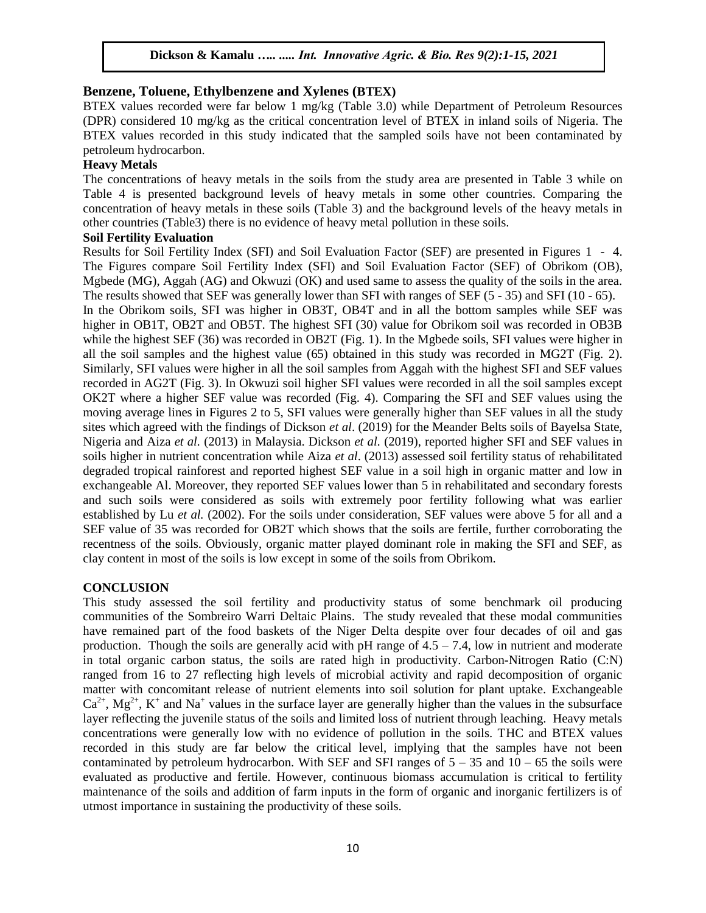### Benzene, Toluene, Ethylbenzene and Xylenes (BTEX)

BTEX values recorded were far below 1 mg/kg (Table 3.0) while Department of Petroleum Resources (DPR) considered 10 mg/kg as the critical concentration level of BTEX in inland soils of Nigeria. The BTEX values recorded in this study indicated that the sampled soils have not been contaminated by petroleum hydrocarbon.

**Heavy Metals**

The concentrations of heavy metals in the soils from the study area are presented in Table 3 while on Table 4 is presented background levels of heavy metals in some other countries. Comparing the concentration of heavy metals in these soils (Table 3) and the background levels of the heavy metals in other countries (Table3) there is no evidence of heavy metal pollution in these soils.

**Soil Fertility Evaluation**

Results for Soil Fertility Index (SFI) and Soil Evaluation Factor (SEF) are presented in Figures 1 - 4. The Figures compare Soil Fertility Index (SFI) and Soil Evaluation Factor (SEF) of Obrikom (OB), Mgbede (MG), Aggah (AG) and Okwuzi (OK) and used same to assess the quality of the soils in the area. The results showed that SEF was generally lower than SFI with ranges of SEF (5 - 35) and SFI (10 - 65). In the Obrikom soils, SFI was higher in OB3T, OB4T and in all the bottom samples while SEF was higher in OB1T, OB2T and OB5T. The highest SFI (30) value for Obrikom soil was recorded in OB3B while the highest SEF (36) was recorded in OB2T (Fig. 1). In the Mgbede soils, SFI values were higher in all the soil samples and the highest value (65) obtained in this study was recorded in MG2T (Fig. 2). Similarly, SFI values were higher in all the soil samples from Aggah with the highest SFI and SEF values recorded in AG2T (Fig. 3). In Okwuzi soil higher SFI values were recorded in all the soil samples except OK2T where a higher SEF value was recorded (Fig. 4). Comparing the SFI and SEF values using the moving average lines in Figures 2 to 5, SFI values were generally higher than SEF values in all the study sites which agreed with the findings of Dickson *et al*. (2019) for the Meander Belts soils of Bayelsa State, Nigeria and Aiza *et al.* (2013) in Malaysia. Dickson *et al.* (2019), reported higher SFI and SEF values in soils higher in nutrient concentration while Aiza *et al*. (2013) assessed soil fertility status of rehabilitated degraded tropical rainforest and reported highest SEF value in a soil high in organic matter and low in exchangeable Al. Moreover, they reported SEF values lower than 5 in rehabilitated and secondary forests and such soils were considered as soils with extremely poor fertility following what was earlier established by Lu *et al.* (2002). For the soils under consideration, SEF values were above 5 for all and a SEF value of 35 was recorded for OB2T which shows that the soils are fertile, further corroborating the recentness of the soils. Obviously, organic matter played dominant role in making the SFI and SEF, as clay content in most of the soils is low except in some of the soils from Obrikom.

## CONCLUSION

This study assessed the soil fertility and productivity status of some benchmark oil producing communities of the Sombreiro Warri Deltaic Plains. The study revealed that these modal communities have remained part of the food baskets of the Niger Delta despite over four decades of oil and gas production. Though the soils are generally acid with pH range of 4.5 – 7.4, low in nutrient and moderate in total organic carbon status, the soils are rated high in productivity. Carbon-Nitrogen Ratio (C:N) ranged from 16 to 27 reflecting high levels of microbial activity and rapid decomposition of organic matter with concomitant release of nutrient elements into soil solution for plant uptake. Exchangeable $Ca^{2+}$, $Mg^{2+}$, $K^{+}$ and $Na^{+}$ values in the surface layer are generally higher than the values in the subsurface layer reflecting the juvenile status of the soils and limited loss of nutrient through leaching. Heavy metals concentrations were generally low with no evidence of pollution in the soils. THC and BTEX values recorded in this study are far below the critical level, implying that the samples have not been contaminated by petroleum hydrocarbon. With SEF and SFI ranges of 5 – 35 and 10 – 65 the soils were evaluated as productive and fertile. However, continuous biomass accumulation is critical to fertility maintenance of the soils and addition of farm inputs in the form of organic and inorganic fertilizers is of utmost importance in sustaining the productivity of these soils.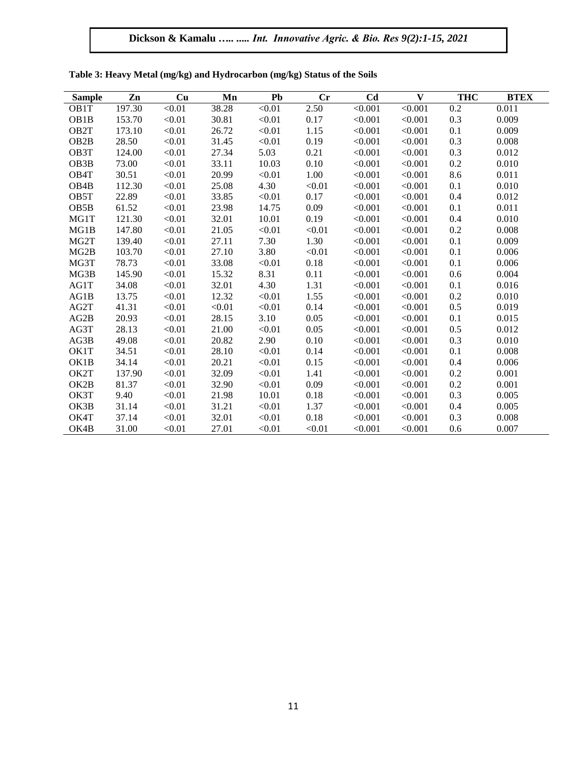**Table 3: Heavy Metal (mg/kg) and Hydrocarbon (mg/kg) Status of the Soils**

| Sample | Zn | Cu | Mn | Pb | Cr | Cd | V | THC | BTEX |
|---|---|---|---|---|---|---|---|---|---|
| OB1T | 197.30 | <0.01 | 38.28 | <0.01 | 2.50 | <0.001 | <0.001 | 0.2 | 0.011 |
| OB1B | 153.70 | <0.01 | 30.81 | <0.01 | 0.17 | <0.001 | <0.001 | 0.3 | 0.009 |
| OB2T | 173.10 | <0.01 | 26.72 | <0.01 | 1.15 | <0.001 | <0.001 | 0.1 | 0.009 |
| OB2B | 28.50 | <0.01 | 31.45 | <0.01 | 0.19 | <0.001 | <0.001 | 0.3 | 0.008 |
| OB3T | 124.00 | <0.01 | 27.34 | 5.03 | 0.21 | <0.001 | <0.001 | 0.3 | 0.012 |
| OB3B | 73.00 | <0.01 | 33.11 | 10.03 | 0.10 | <0.001 | <0.001 | 0.2 | 0.010 |
| OB4T | 30.51 | <0.01 | 20.99 | <0.01 | 1.00 | <0.001 | <0.001 | 8.6 | 0.011 |
| OB4B | 112.30 | <0.01 | 25.08 | 4.30 | <0.01 | <0.001 | <0.001 | 0.1 | 0.010 |
| OB5T | 22.89 | <0.01 | 33.85 | <0.01 | 0.17 | <0.001 | <0.001 | 0.4 | 0.012 |
| OB5B | 61.52 | <0.01 | 23.98 | 14.75 | 0.09 | <0.001 | <0.001 | 0.1 | 0.011 |
| MG1T | 121.30 | <0.01 | 32.01 | 10.01 | 0.19 | <0.001 | <0.001 | 0.4 | 0.010 |
| MG1B | 147.80 | <0.01 | 21.05 | <0.01 | <0.01 | <0.001 | <0.001 | 0.2 | 0.008 |
| MG2T | 139.40 | <0.01 | 27.11 | 7.30 | 1.30 | <0.001 | <0.001 | 0.1 | 0.009 |
| MG2B | 103.70 | <0.01 | 27.10 | 3.80 | <0.01 | <0.001 | <0.001 | 0.1 | 0.006 |
| MG3T | 78.73 | <0.01 | 33.08 | <0.01 | 0.18 | <0.001 | <0.001 | 0.1 | 0.006 |
| MG3B | 145.90 | <0.01 | 15.32 | 8.31 | 0.11 | <0.001 | <0.001 | 0.6 | 0.004 |
| AG1T | 34.08 | <0.01 | 32.01 | 4.30 | 1.31 | <0.001 | <0.001 | 0.1 | 0.016 |
| AG1B | 13.75 | <0.01 | 12.32 | <0.01 | 1.55 | <0.001 | <0.001 | 0.2 | 0.010 |
| AG2T | 41.31 | <0.01 | <0.01 | <0.01 | 0.14 | <0.001 | <0.001 | 0.5 | 0.019 |
| AG2B | 20.93 | <0.01 | 28.15 | 3.10 | 0.05 | <0.001 | <0.001 | 0.1 | 0.015 |
| AG3T | 28.13 | <0.01 | 21.00 | <0.01 | 0.05 | <0.001 | <0.001 | 0.5 | 0.012 |
| AG3B | 49.08 | <0.01 | 20.82 | 2.90 | 0.10 | <0.001 | <0.001 | 0.3 | 0.010 |
| OK1T | 34.51 | <0.01 | 28.10 | <0.01 | 0.14 | <0.001 | <0.001 | 0.1 | 0.008 |
| OK1B | 34.14 | <0.01 | 20.21 | <0.01 | 0.15 | <0.001 | <0.001 | 0.4 | 0.006 |
| OK2T | 137.90 | <0.01 | 32.09 | <0.01 | 1.41 | <0.001 | <0.001 | 0.2 | 0.001 |
| OK2B | 81.37 | <0.01 | 32.90 | <0.01 | 0.09 | <0.001 | <0.001 | 0.2 | 0.001 |
| OK3T | 9.40 | <0.01 | 21.98 | 10.01 | 0.18 | <0.001 | <0.001 | 0.3 | 0.005 |
| OK3B | 31.14 | <0.01 | 31.21 | <0.01 | 1.37 | <0.001 | <0.001 | 0.4 | 0.005 |
| OK4T | 37.14 | <0.01 | 32.01 | <0.01 | 0.18 | <0.001 | <0.001 | 0.3 | 0.008 |
| OK4B | 31.00 | <0.01 | 27.01 | <0.01 | <0.01 | <0.001 | <0.001 | 0.6 | 0.007 |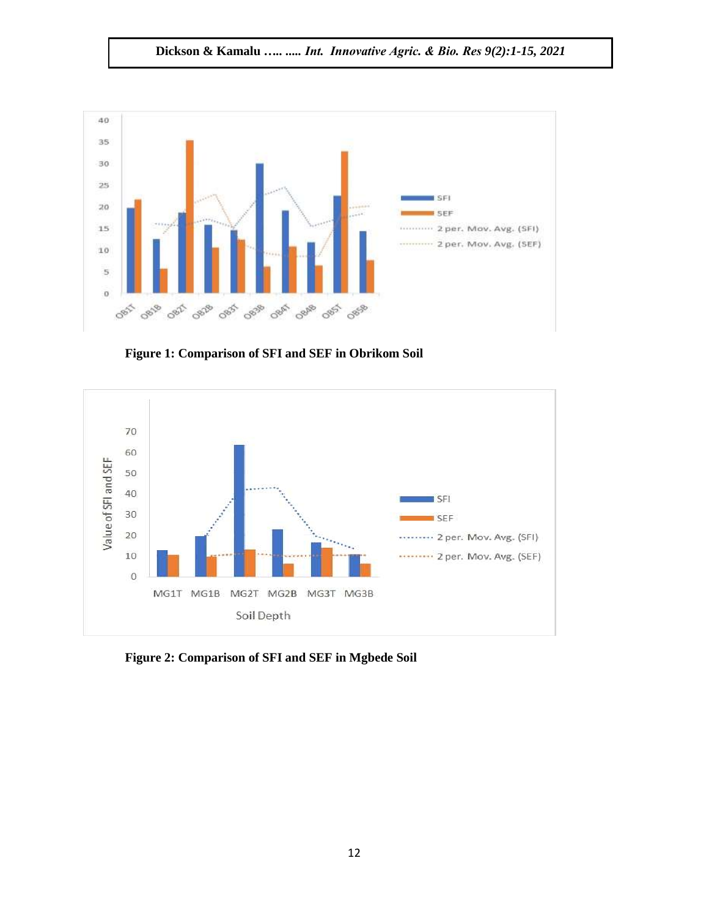Figure 1: Comparison of SFI and SEF in Obrikom Soil

Figure 2: Comparison of SFI and SEF in Mgbede Soil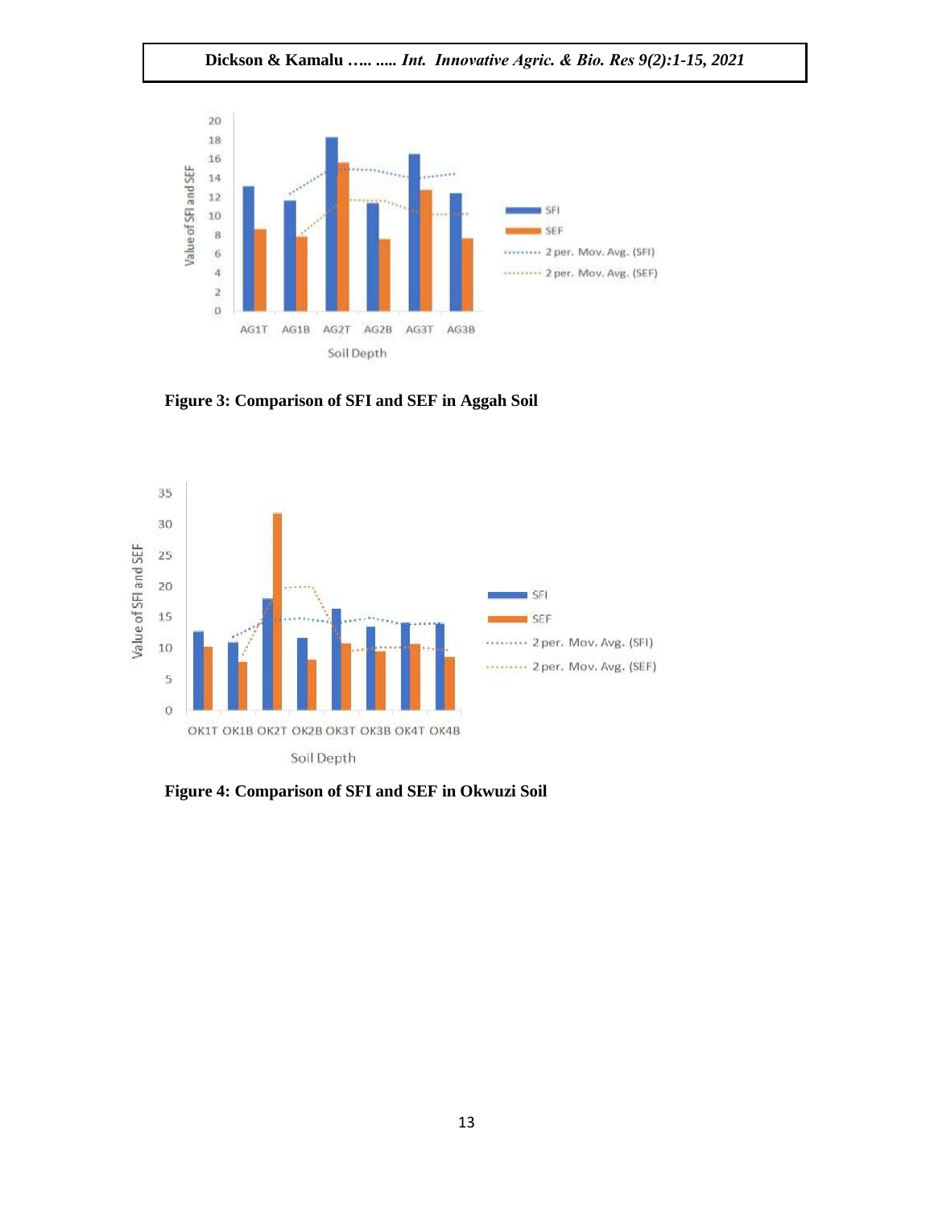**Figure 3: Comparison of SFI and SEF in Aggah Soil**

**Figure 4: Comparison of SFI and SEF in Okwuzi Soil**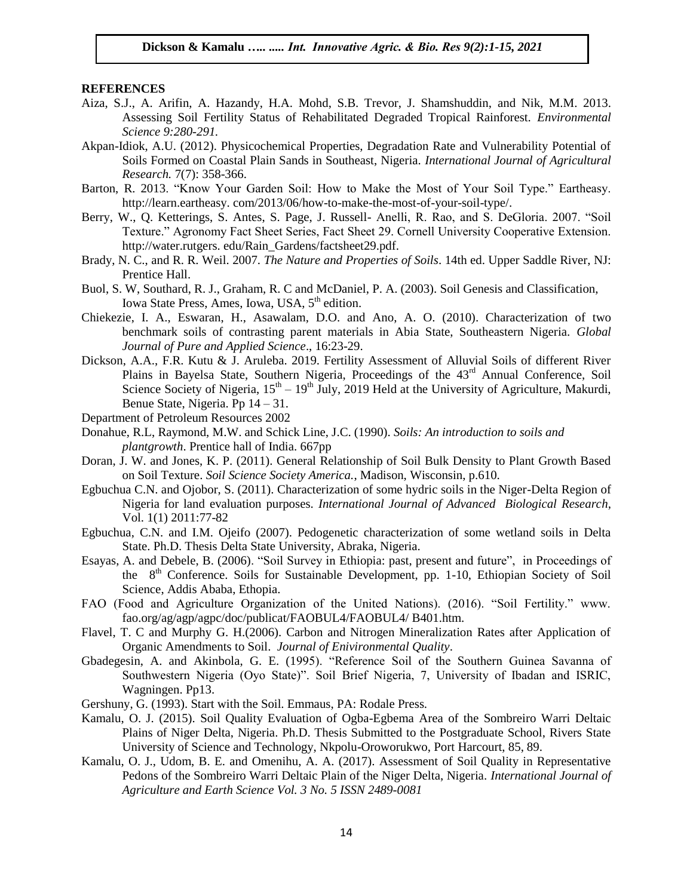## REFERENCES

Aiza, S.J., A. Arifin, A. Hazandy, H.A. Mohd, S.B. Trevor, J. Shamshuddin, and Nik, M.M. 2013. Assessing Soil Fertility Status of Rehabilitated Degraded Tropical Rainforest. *Environmental Science 9:280-291.*

Akpan-Idiok, A.U. (2012). Physicochemical Properties, Degradation Rate and Vulnerability Potential of Soils Formed on Coastal Plain Sands in Southeast, Nigeria. *International Journal of Agricultural Research.* 7(7): 358-366.

Barton, R. 2013. "Know Your Garden Soil: How to Make the Most of Your Soil Type." Eartheasy. http://learn.eartheasy. com/2013/06/how-to-make-the-most-of-your-soil-type/.

Berry, W., Q. Ketterings, S. Antes, S. Page, J. Russell- Anelli, R. Rao, and S. DeGloria. 2007. "Soil Texture." Agronomy Fact Sheet Series, Fact Sheet 29. Cornell University Cooperative Extension. http://water.rutgers. edu/Rain_Gardens/factsheet29.pdf.

Brady, N. C., and R. R. Weil. 2007. *The Nature and Properties of Soils*. 14th ed. Upper Saddle River, NJ: Prentice Hall.

Buol, S. W, Southard, R. J., Graham, R. C and McDaniel, P. A. (2003). Soil Genesis and Classification, Iowa State Press, Ames, Iowa, USA, 5th edition.

Chiekezie, I. A., Eswaran, H., Asawalam, D.O. and Ano, A. O. (2010). Characterization of two benchmark soils of contrasting parent materials in Abia State, Southeastern Nigeria. *Global Journal of Pure and Applied Science*., 16:23-29.

Dickson, A.A., F.R. Kutu & J. Aruleba. 2019. Fertility Assessment of Alluvial Soils of different River Plains in Bayelsa State, Southern Nigeria, Proceedings of the 43rd Annual Conference, Soil Science Society of Nigeria, 15th – 19th July, 2019 Held at the University of Agriculture, Makurdi, Benue State, Nigeria. Pp 14 – 31.

Department of Petroleum Resources 2002

Donahue, R.L, Raymond, M.W. and Schick Line, J.C. (1990). *Soils: An introduction to soils and plantgrowth*. Prentice hall of India. 667pp

Doran, J. W. and Jones, K. P. (2011). General Relationship of Soil Bulk Density to Plant Growth Based on Soil Texture. *Soil Science Society America.*, Madison, Wisconsin, p.610.

Egbuchua C.N. and Ojobor, S. (2011). Characterization of some hydric soils in the Niger-Delta Region of Nigeria for land evaluation purposes. *International Journal of Advanced Biological Research*, Vol. 1(1) 2011:77-82

Egbuchua, C.N. and I.M. Ojeifo (2007). Pedogenetic characterization of some wetland soils in Delta State. Ph.D. Thesis Delta State University, Abraka, Nigeria.

Esayas, A. and Debele, B. (2006). "Soil Survey in Ethiopia: past, present and future", in Proceedings of the 8th Conference. Soils for Sustainable Development, pp. 1-10, Ethiopian Society of Soil Science, Addis Ababa, Ethiopia.

FAO (Food and Agriculture Organization of the United Nations). (2016). "Soil Fertility." www. fao.org/ag/agp/agpc/doc/publicat/FAOBUL4/FAOBUL4/ B401.htm.

Flavel, T. C and Murphy G. H.(2006). Carbon and Nitrogen Mineralization Rates after Application of Organic Amendments to Soil. *Journal of Enivironmental Quality*.

Gbadegesin, A. and Akinbola, G. E. (1995). "Reference Soil of the Southern Guinea Savanna of Southwestern Nigeria (Oyo State)". Soil Brief Nigeria, 7, University of Ibadan and ISRIC, Wagningen. Pp13.

Gershuny, G. (1993). Start with the Soil. Emmaus, PA: Rodale Press.

Kamalu, O. J. (2015). Soil Quality Evaluation of Ogba-Egbema Area of the Sombreiro Warri Deltaic Plains of Niger Delta, Nigeria. Ph.D. Thesis Submitted to the Postgraduate School, Rivers State University of Science and Technology, Nkpolu-Oroworukwo, Port Harcourt, 85, 89.

Kamalu, O. J., Udom, B. E. and Omenihu, A. A. (2017). Assessment of Soil Quality in Representative Pedons of the Sombreiro Warri Deltaic Plain of the Niger Delta, Nigeria. *International Journal of Agriculture and Earth Science Vol. 3 No. 5 ISSN 2489-0081*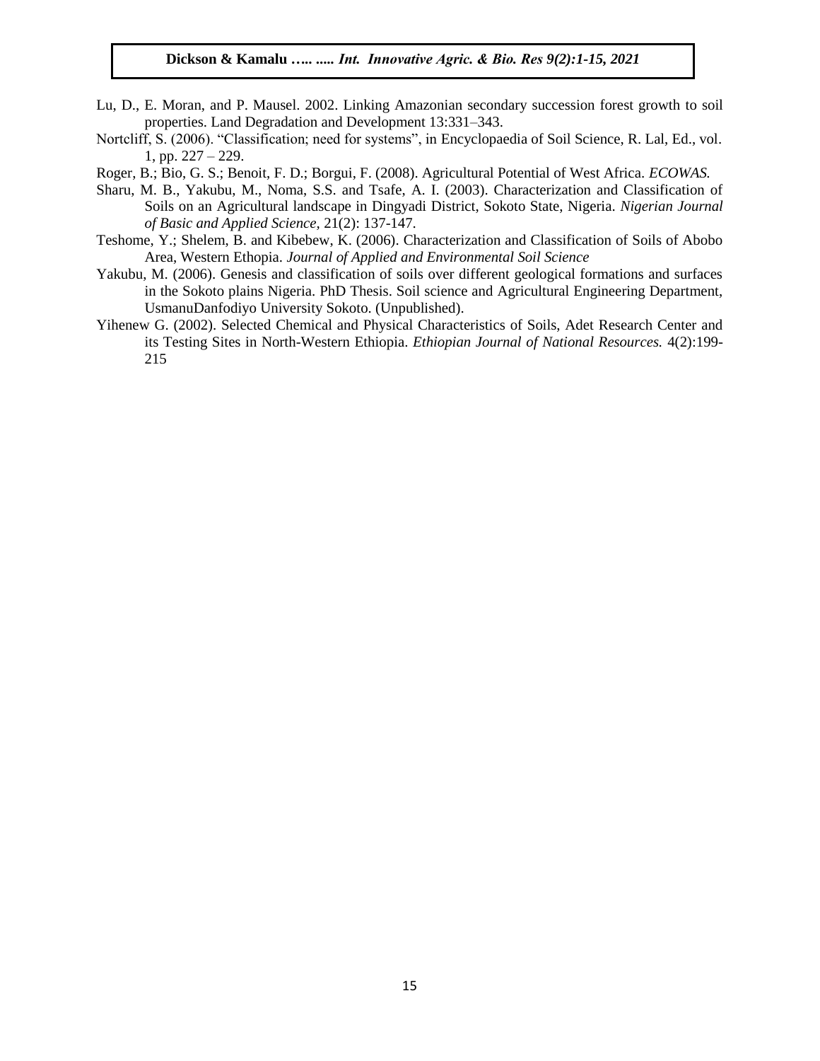Lu, D., E. Moran, and P. Mausel. 2002. Linking Amazonian secondary succession forest growth to soil properties. Land Degradation and Development 13:331–343.

Nortcliff, S. (2006). "Classification; need for systems", in Encyclopaedia of Soil Science, R. Lal, Ed., vol. 1, pp. 227 – 229.

Roger, B.; Bio, G. S.; Benoit, F. D.; Borgui, F. (2008). Agricultural Potential of West Africa. *ECOWAS.*

Sharu, M. B., Yakubu, M., Noma, S.S. and Tsafe, A. I. (2003). Characterization and Classification of Soils on an Agricultural landscape in Dingyadi District, Sokoto State, Nigeria. *Nigerian Journal of Basic and Applied Science,* 21(2): 137-147.

Teshome, Y.; Shelem, B. and Kibebew, K. (2006). Characterization and Classification of Soils of Abobo Area, Western Ethopia. *Journal of Applied and Environmental Soil Science*

Yakubu, M. (2006). Genesis and classification of soils over different geological formations and surfaces in the Sokoto plains Nigeria. PhD Thesis. Soil science and Agricultural Engineering Department, UsmanuDanfodiyo University Sokoto. (Unpublished).

Yihenew G. (2002). Selected Chemical and Physical Characteristics of Soils, Adet Research Center and its Testing Sites in North-Western Ethiopia. *Ethiopian Journal of National Resources.* 4(2):199-215